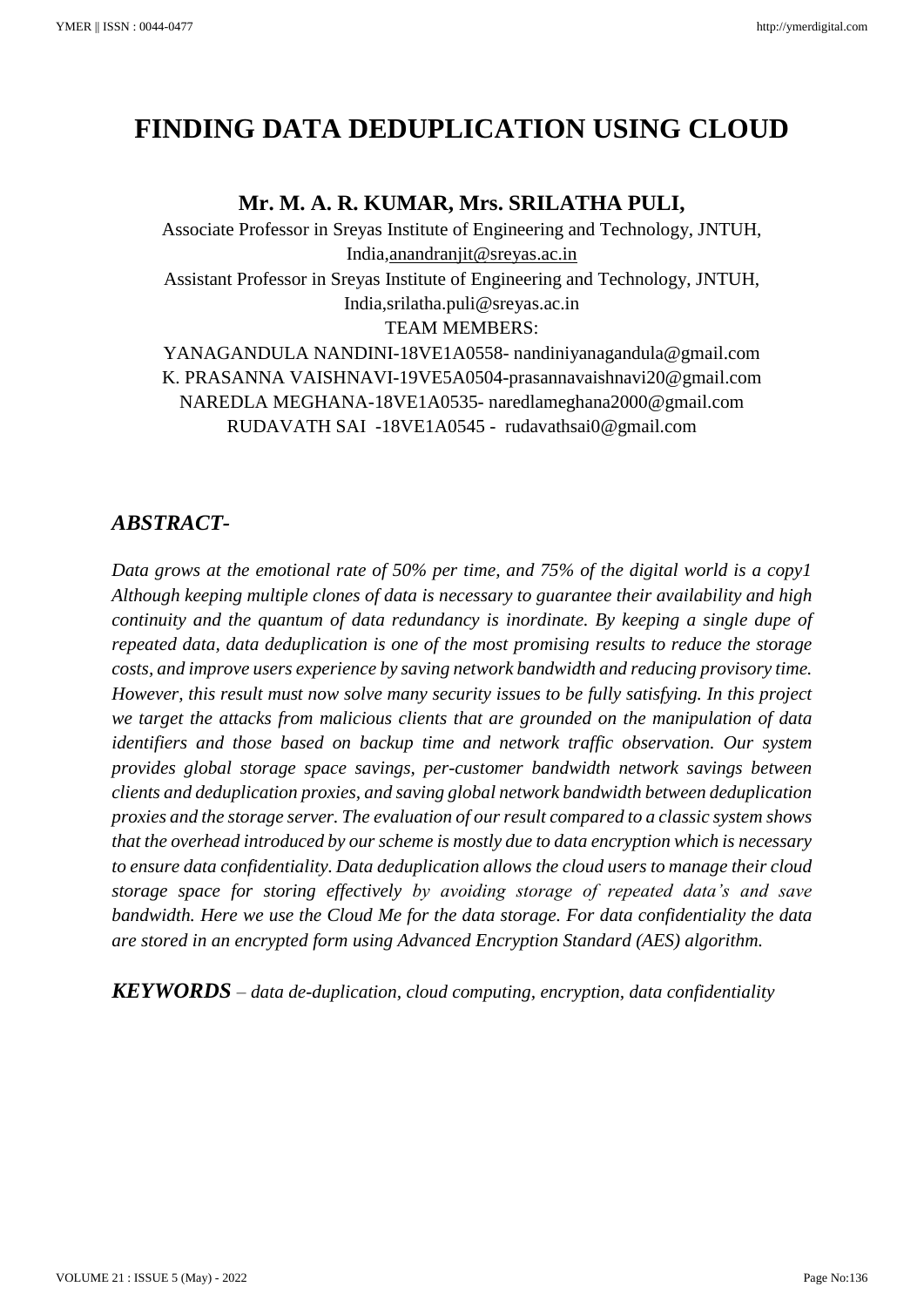# FINDING DATA DEDUPLICATION USING CLOUD

**Mr. M. A. R. KUMAR, Mrs. SRILATHA PULI,**

Associate Professor in Sreyas Institute of Engineering and Technology, JNTUH, India,anandranjit@sreyas.ac.in

Assistant Professor in Sreyas Institute of Engineering and Technology, JNTUH, India,srilatha.puli@sreyas.ac.in

TEAM MEMBERS:

YANAGANDULA NANDINI-18VE1A0558- nandiniyanagandula@gmail.com

K. PRASANNA VAISHNAVI-19VE5A0504-prasannavaishnavi20@gmail.com

NAREDLA MEGHANA-18VE1A0535- naredlameghana2000@gmail.com

RUDAVATH SAI -18VE1A0545 - rudavathsai0@gmail.com

## *ABSTRACT-*

*Data grows at the emotional rate of 50% per time, and 75% of the digital world is a copy1 Although keeping multiple clones of data is necessary to guarantee their availability and high continuity and the quantum of data redundancy is inordinate. By keeping a single dupe of repeated data, data deduplication is one of the most promising results to reduce the storage costs, and improve users experience by saving network bandwidth and reducing provisory time. However, this result must now solve many security issues to be fully satisfying. In this project we target the attacks from malicious clients that are grounded on the manipulation of data identifiers and those based on backup time and network traffic observation. Our system provides global storage space savings, per-customer bandwidth network savings between clients and deduplication proxies, and saving global network bandwidth between deduplication proxies and the storage server. The evaluation of our result compared to a classic system shows that the overhead introduced by our scheme is mostly due to data encryption which is necessary to ensure data confidentiality. Data deduplication allows the cloud users to manage their cloud storage space for storing effectively by avoiding storage of repeated data's and save bandwidth. Here we use the Cloud Me for the data storage. For data confidentiality the data are stored in an encrypted form using Advanced Encryption Standard (AES) algorithm.*

***KEYWORDS*** *– data de-duplication, cloud computing, encryption, data confidentiality*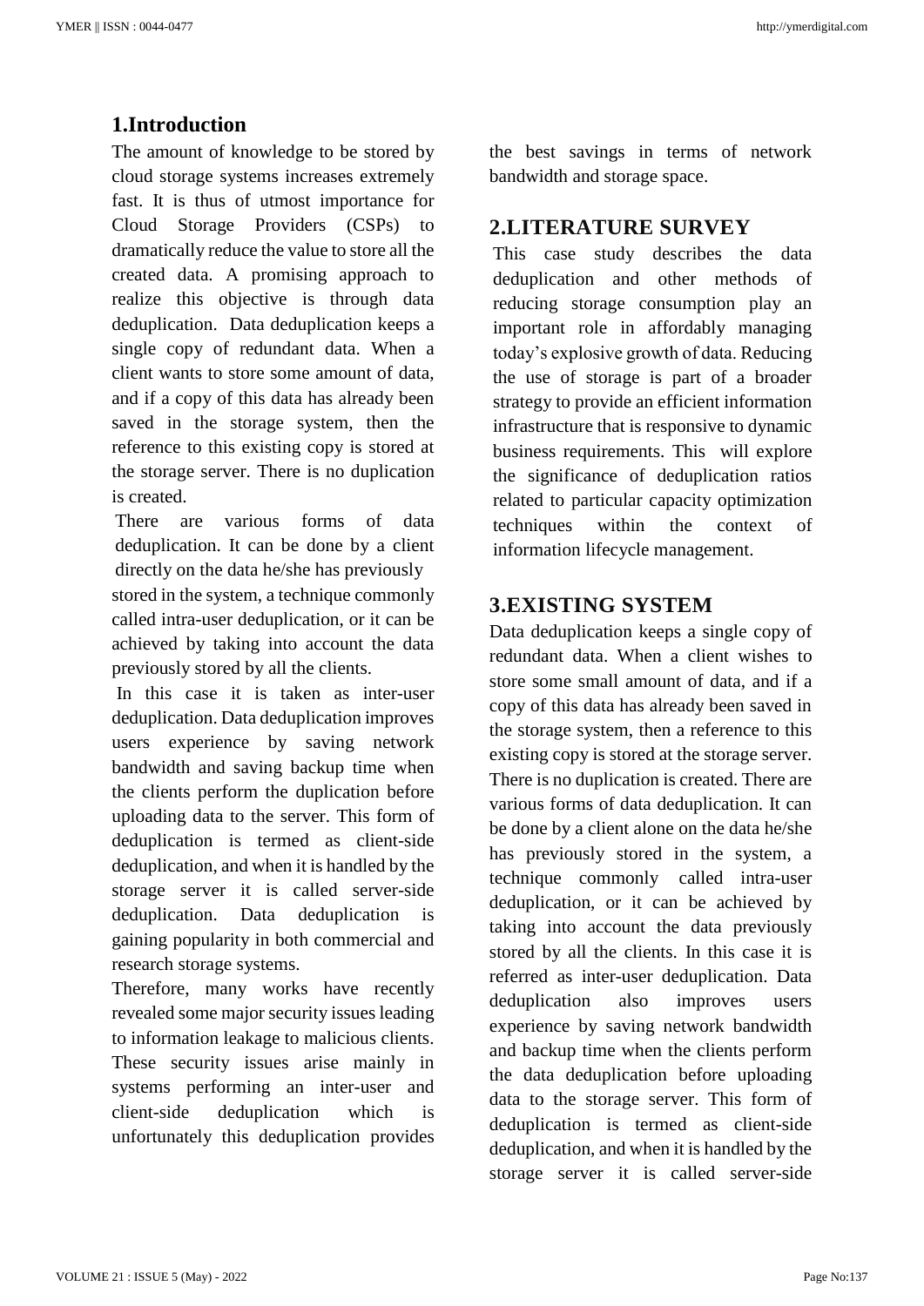# 1.Introduction

The amount of knowledge to be stored by cloud storage systems increases extremely fast. It is thus of utmost importance for Cloud Storage Providers (CSPs) to dramatically reduce the value to store all the created data. A promising approach to realize this objective is through data deduplication. Data deduplication keeps a single copy of redundant data. When a client wants to store some amount of data, and if a copy of this data has already been saved in the storage system, then the reference to this existing copy is stored at the storage server. There is no duplication is created.

There are various forms of data deduplication. It can be done by a client directly on the data he/she has previously stored in the system, a technique commonly called intra-user deduplication, or it can be achieved by taking into account the data previously stored by all the clients.

In this case it is taken as inter-user deduplication. Data deduplication improves users experience by saving network bandwidth and saving backup time when the clients perform the duplication before uploading data to the server. This form of deduplication is termed as client-side deduplication, and when it is handled by the storage server it is called server-side deduplication. Data deduplication is gaining popularity in both commercial and research storage systems.

Therefore, many works have recently revealed some major security issues leading to information leakage to malicious clients. These security issues arise mainly in systems performing an inter-user and client-side deduplication which is unfortunately this deduplication provides the best savings in terms of network bandwidth and storage space.

# 2.LITERATURE SURVEY

This case study describes the data deduplication and other methods of reducing storage consumption play an important role in affordably managing today's explosive growth of data. Reducing the use of storage is part of a broader strategy to provide an efficient information infrastructure that is responsive to dynamic business requirements. This will explore the significance of deduplication ratios related to particular capacity optimization techniques within the context of information lifecycle management.

# 3.EXISTING SYSTEM

Data deduplication keeps a single copy of redundant data. When a client wishes to store some small amount of data, and if a copy of this data has already been saved in the storage system, then a reference to this existing copy is stored at the storage server. There is no duplication is created. There are various forms of data deduplication. It can be done by a client alone on the data he/she has previously stored in the system, a technique commonly called intra-user deduplication, or it can be achieved by taking into account the data previously stored by all the clients. In this case it is referred as inter-user deduplication. Data deduplication also improves users experience by saving network bandwidth and backup time when the clients perform the data deduplication before uploading data to the storage server. This form of deduplication is termed as client-side deduplication, and when it is handled by the storage server it is called server-side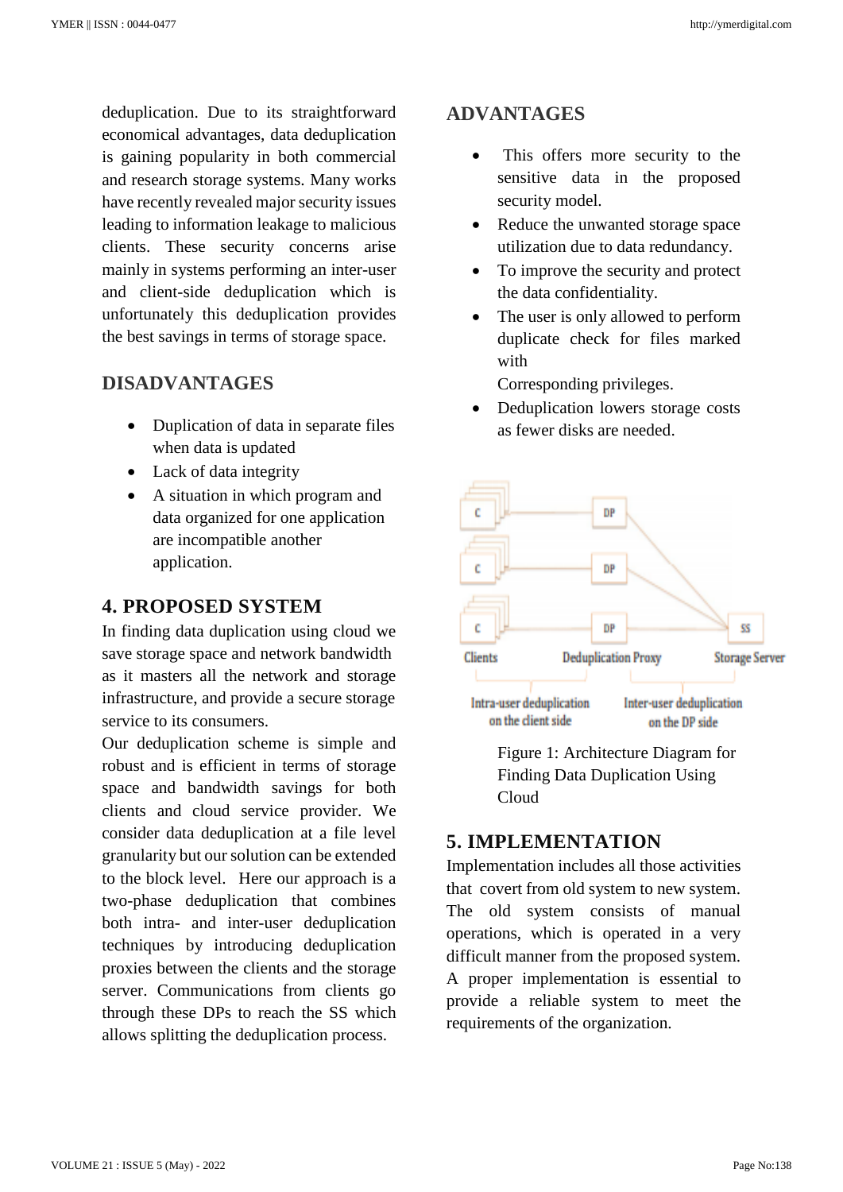deduplication. Due to its straightforward economical advantages, data deduplication is gaining popularity in both commercial and research storage systems. Many works have recently revealed major security issues leading to information leakage to malicious clients. These security concerns arise mainly in systems performing an inter-user and client-side deduplication which is unfortunately this deduplication provides the best savings in terms of storage space.

## DISADVANTAGES

- Duplication of data in separate files when data is updated
- Lack of data integrity
- A situation in which program and data organized for one application are incompatible another application.

## 4. PROPOSED SYSTEM

In finding data duplication using cloud we save storage space and network bandwidth as it masters all the network and storage infrastructure, and provide a secure storage service to its consumers.

Our deduplication scheme is simple and robust and is efficient in terms of storage space and bandwidth savings for both clients and cloud service provider. We consider data deduplication at a file level granularity but our solution can be extended to the block level. Here our approach is a two-phase deduplication that combines both intra- and inter-user deduplication techniques by introducing deduplication proxies between the clients and the storage server. Communications from clients go through these DPs to reach the SS which allows splitting the deduplication process.

## ADVANTAGES

- This offers more security to the sensitive data in the proposed security model.
- Reduce the unwanted storage space utilization due to data redundancy.
- To improve the security and protect the data confidentiality.
- The user is only allowed to perform duplicate check for files marked with
  Corresponding privileges.
- Deduplication lowers storage costs as fewer disks are needed.

Figure 1: Architecture Diagram for Finding Data Duplication Using Cloud

## 5. IMPLEMENTATION

Implementation includes all those activities that covert from old system to new system. The old system consists of manual operations, which is operated in a very difficult manner from the proposed system. A proper implementation is essential to provide a reliable system to meet the requirements of the organization.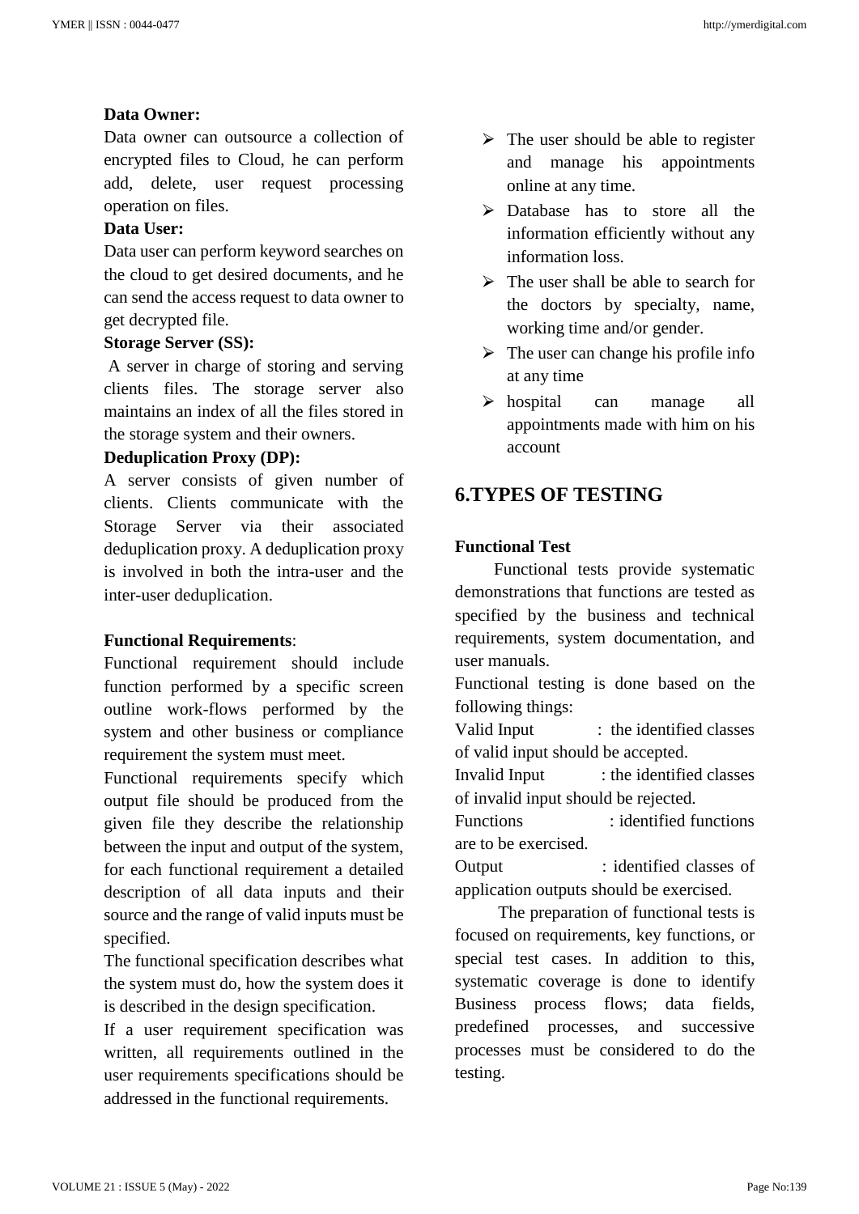**Data Owner:**

Data owner can outsource a collection of encrypted files to Cloud, he can perform add, delete, user request processing operation on files.

**Data User:**

Data user can perform keyword searches on the cloud to get desired documents, and he can send the access request to data owner to get decrypted file.

**Storage Server (SS):**

A server in charge of storing and serving clients files. The storage server also maintains an index of all the files stored in the storage system and their owners.

**Deduplication Proxy (DP):**

A server consists of given number of clients. Clients communicate with the Storage Server via their associated deduplication proxy. A deduplication proxy is involved in both the intra-user and the inter-user deduplication.

**Functional Requirements**:

Functional requirement should include function performed by a specific screen outline work-flows performed by the system and other business or compliance requirement the system must meet.

Functional requirements specify which output file should be produced from the given file they describe the relationship between the input and output of the system, for each functional requirement a detailed description of all data inputs and their source and the range of valid inputs must be specified.

The functional specification describes what the system must do, how the system does it is described in the design specification.

If a user requirement specification was written, all requirements outlined in the user requirements specifications should be addressed in the functional requirements.

- The user should be able to register and manage his appointments online at any time.
- Database has to store all the information efficiently without any information loss.
- The user shall be able to search for the doctors by specialty, name, working time and/or gender.
- The user can change his profile info at any time
- hospital can manage all appointments made with him on his account

## 6.TYPES OF TESTING

**Functional Test**

Functional tests provide systematic demonstrations that functions are tested as specified by the business and technical requirements, system documentation, and user manuals.

Functional testing is done based on the following things:

Valid Input : the identified classes of valid input should be accepted.

Invalid Input : the identified classes of invalid input should be rejected.

Functions : identified functions are to be exercised.

Output : identified classes of application outputs should be exercised.

The preparation of functional tests is focused on requirements, key functions, or special test cases. In addition to this, systematic coverage is done to identify Business process flows; data fields, predefined processes, and successive processes must be considered to do the testing.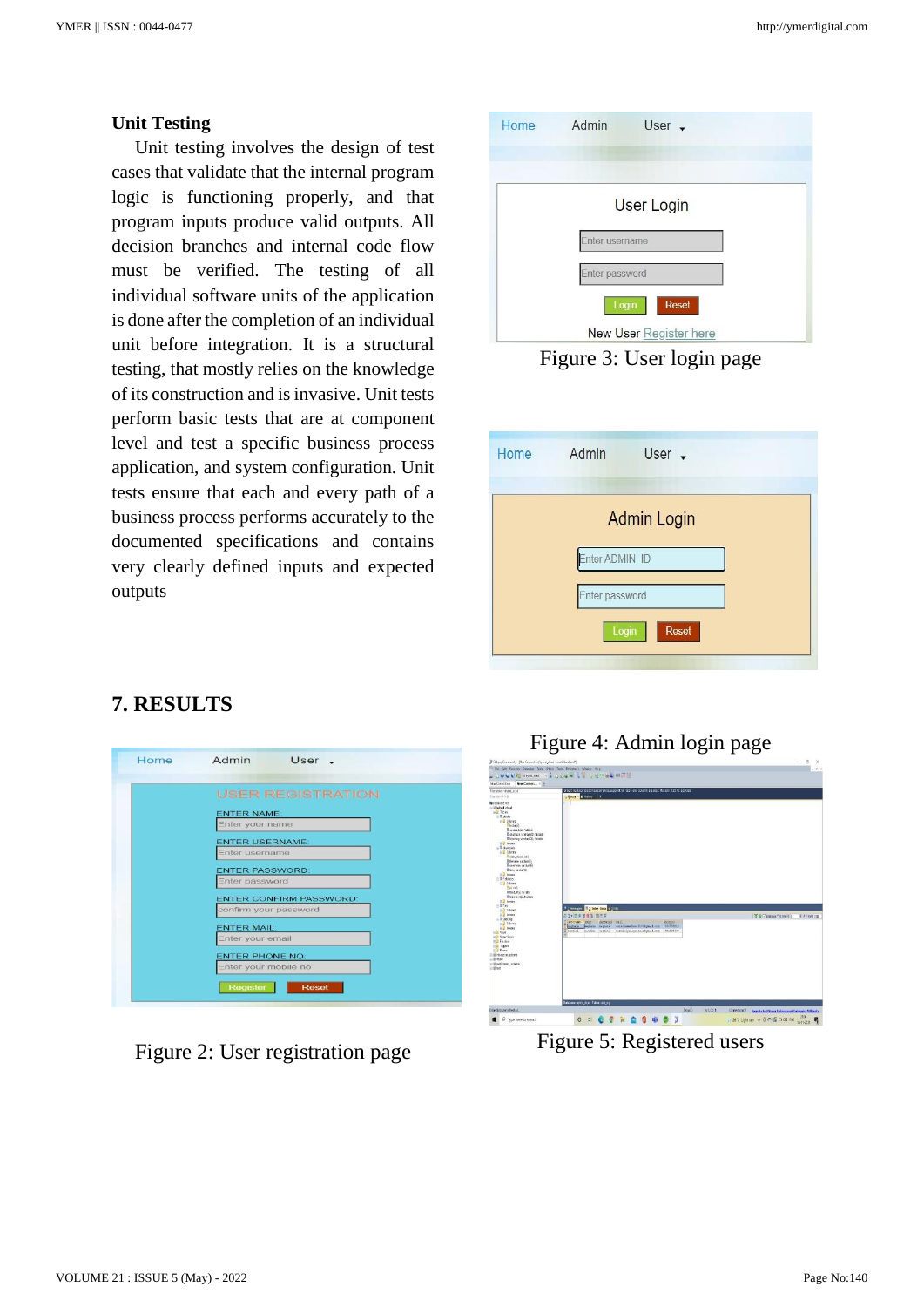### Unit Testing

Unit testing involves the design of test cases that validate that the internal program logic is functioning properly, and that program inputs produce valid outputs. All decision branches and internal code flow must be verified. The testing of all individual software units of the application is done after the completion of an individual unit before integration. It is a structural testing, that mostly relies on the knowledge of its construction and is invasive. Unit tests perform basic tests that are at component level and test a specific business process application, and system configuration. Unit tests ensure that each and every path of a business process performs accurately to the documented specifications and contains very clearly defined inputs and expected outputs

Figure 3: User login page

Figure 4: Admin login page

## 7. RESULTS

Figure 2: User registration page

Figure 5: Registered users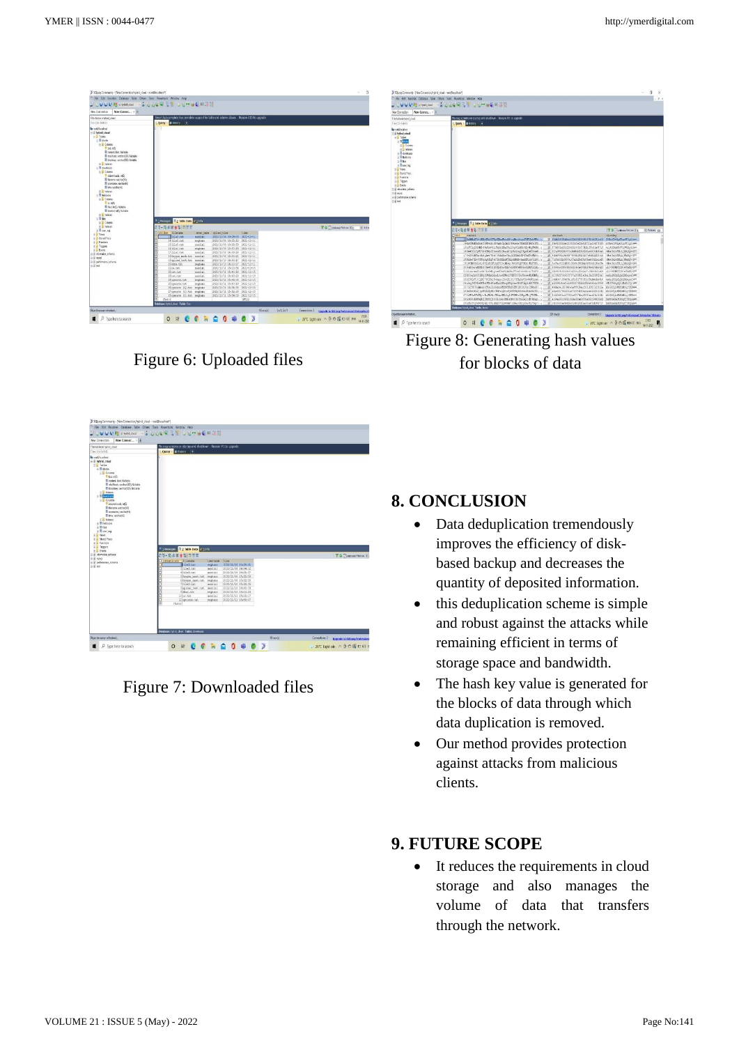Figure 6: Uploaded files

Figure 8: Generating hash values for blocks of data

Figure 7: Downloaded files

## 8. CONCLUSION

- Data deduplication tremendously improves the efficiency of disk-based backup and decreases the quantity of deposited information.
- this deduplication scheme is simple and robust against the attacks while remaining efficient in terms of storage space and bandwidth.
- The hash key value is generated for the blocks of data through which data duplication is removed.
- Our method provides protection against attacks from malicious clients.

## 9. FUTURE SCOPE

- It reduces the requirements in cloud storage and also manages the volume of data that transfers through the network.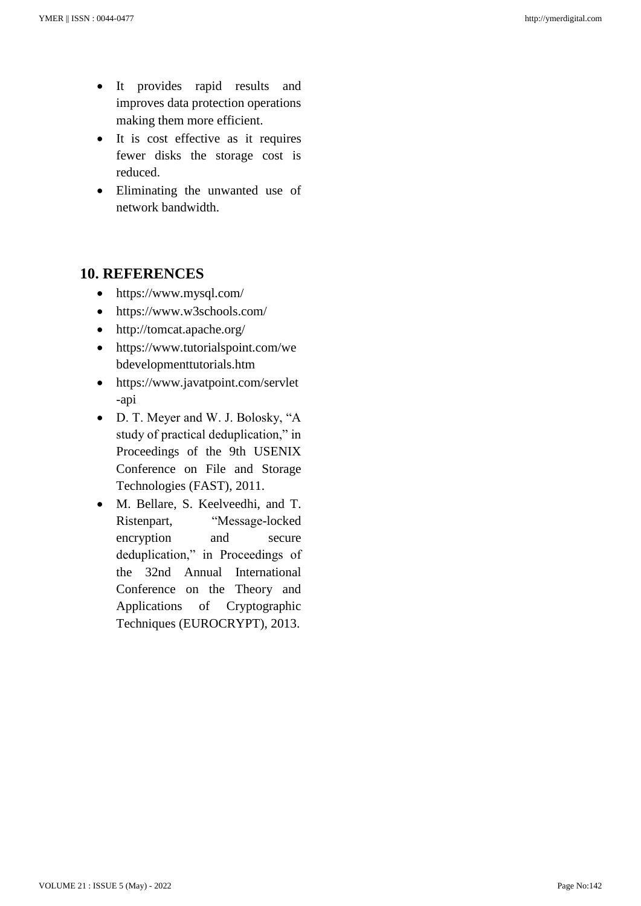- It provides rapid results and improves data protection operations making them more efficient.
- It is cost effective as it requires fewer disks the storage cost is reduced.
- Eliminating the unwanted use of network bandwidth.

## 10. REFERENCES

- https://www.mysql.com/
- https://www.w3schools.com/
- http://tomcat.apache.org/
- https://www.tutorialspoint.com/webdevelopmenttutorials.htm
- https://www.javatpoint.com/servlet-api
- D. T. Meyer and W. J. Bolosky, "A study of practical deduplication," in Proceedings of the 9th USENIX Conference on File and Storage Technologies (FAST), 2011.
- M. Bellare, S. Keelveedhi, and T. Ristenpart, "Message-locked encryption and secure deduplication," in Proceedings of the 32nd Annual International Conference on the Theory and Applications of Cryptographic Techniques (EUROCRYPT), 2013.